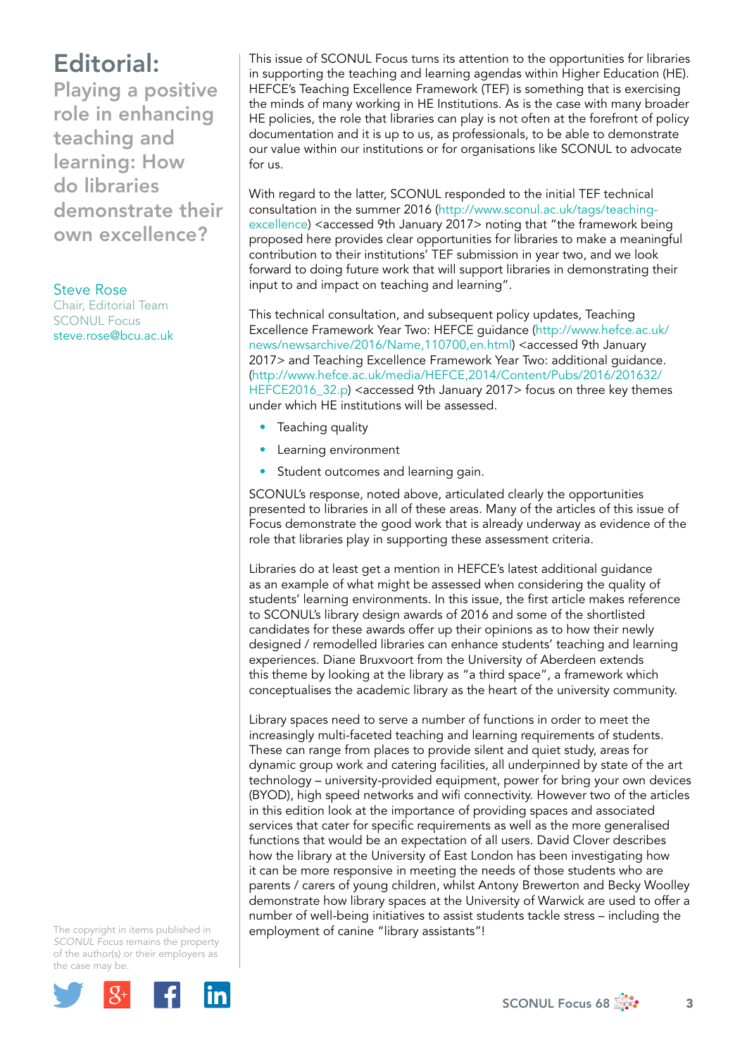# Editorial: Playing a positive role in enhancing teaching and learning: How do libraries demonstrate their own excellence?

**Steve Rose**
Chair, Editorial Team
SCONUL Focus
steve.rose@bcu.ac.uk

This issue of SCONUL Focus turns its attention to the opportunities for libraries in supporting the teaching and learning agendas within Higher Education (HE). HEFCE's Teaching Excellence Framework (TEF) is something that is exercising the minds of many working in HE Institutions. As is the case with many broader HE policies, the role that libraries can play is not often at the forefront of policy documentation and it is up to us, as professionals, to be able to demonstrate our value within our institutions or for organisations like SCONUL to advocate for us.

With regard to the latter, SCONUL responded to the initial TEF technical consultation in the summer 2016 (http://www.sconul.ac.uk/tags/teaching-excellence) <accessed 9th January 2017> noting that "the framework being proposed here provides clear opportunities for libraries to make a meaningful contribution to their institutions' TEF submission in year two, and we look forward to doing future work that will support libraries in demonstrating their input to and impact on teaching and learning".

This technical consultation, and subsequent policy updates, Teaching Excellence Framework Year Two: HEFCE guidance (http://www.hefce.ac.uk/news/newsarchive/2016/Name,110700,en.html) <accessed 9th January 2017> and Teaching Excellence Framework Year Two: additional guidance. (http://www.hefce.ac.uk/media/HEFCE,2014/Content/Pubs/2016/201632/HEFCE2016_32.p) <accessed 9th January 2017> focus on three key themes under which HE institutions will be assessed.

- Teaching quality
- Learning environment
- Student outcomes and learning gain.

SCONUL's response, noted above, articulated clearly the opportunities presented to libraries in all of these areas. Many of the articles of this issue of Focus demonstrate the good work that is already underway as evidence of the role that libraries play in supporting these assessment criteria.

Libraries do at least get a mention in HEFCE's latest additional guidance as an example of what might be assessed when considering the quality of students' learning environments. In this issue, the first article makes reference to SCONUL's library design awards of 2016 and some of the shortlisted candidates for these awards offer up their opinions as to how their newly designed / remodelled libraries can enhance students' teaching and learning experiences. Diane Bruxvoort from the University of Aberdeen extends this theme by looking at the library as "a third space", a framework which conceptualises the academic library as the heart of the university community.

Library spaces need to serve a number of functions in order to meet the increasingly multi-faceted teaching and learning requirements of students. These can range from places to provide silent and quiet study, areas for dynamic group work and catering facilities, all underpinned by state of the art technology – university-provided equipment, power for bring your own devices (BYOD), high speed networks and wifi connectivity. However two of the articles in this edition look at the importance of providing spaces and associated services that cater for specific requirements as well as the more generalised functions that would be an expectation of all users. David Clover describes how the library at the University of East London has been investigating how it can be more responsive in meeting the needs of those students who are parents / carers of young children, whilst Antony Brewerton and Becky Woolley demonstrate how library spaces at the University of Warwick are used to offer a number of well-being initiatives to assist students tackle stress – including the employment of canine "library assistants"!

The copyright in items published in *SCONUL Focus* remains the property of the author(s) or their employers as the case may be.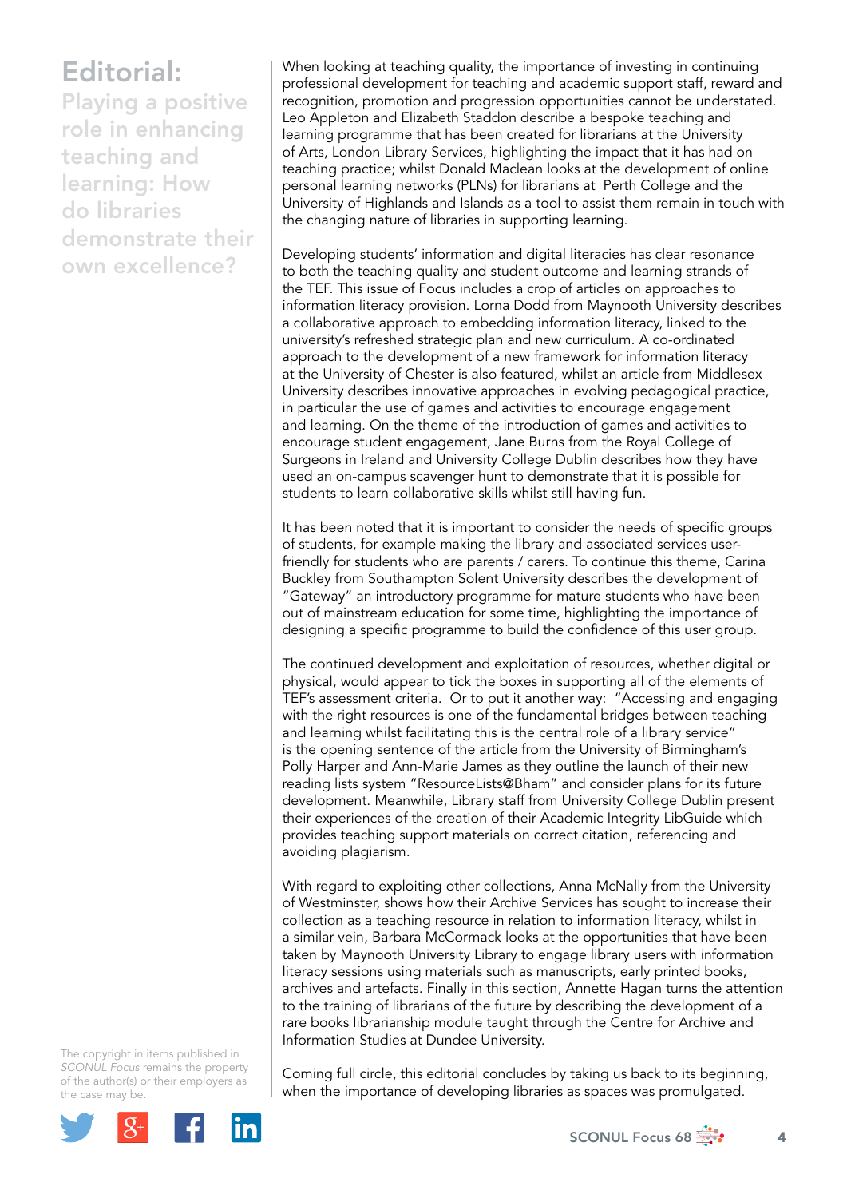# Editorial: Playing a positive role in enhancing teaching and learning: How do libraries demonstrate their own excellence?

When looking at teaching quality, the importance of investing in continuing professional development for teaching and academic support staff, reward and recognition, promotion and progression opportunities cannot be understated. Leo Appleton and Elizabeth Staddon describe a bespoke teaching and learning programme that has been created for librarians at the University of Arts, London Library Services, highlighting the impact that it has had on teaching practice; whilst Donald Maclean looks at the development of online personal learning networks (PLNs) for librarians at Perth College and the University of Highlands and Islands as a tool to assist them remain in touch with the changing nature of libraries in supporting learning.

Developing students' information and digital literacies has clear resonance to both the teaching quality and student outcome and learning strands of the TEF. This issue of Focus includes a crop of articles on approaches to information literacy provision. Lorna Dodd from Maynooth University describes a collaborative approach to embedding information literacy, linked to the university's refreshed strategic plan and new curriculum. A co-ordinated approach to the development of a new framework for information literacy at the University of Chester is also featured, whilst an article from Middlesex University describes innovative approaches in evolving pedagogical practice, in particular the use of games and activities to encourage engagement and learning. On the theme of the introduction of games and activities to encourage student engagement, Jane Burns from the Royal College of Surgeons in Ireland and University College Dublin describes how they have used an on-campus scavenger hunt to demonstrate that it is possible for students to learn collaborative skills whilst still having fun.

It has been noted that it is important to consider the needs of specific groups of students, for example making the library and associated services user-friendly for students who are parents / carers. To continue this theme, Carina Buckley from Southampton Solent University describes the development of "Gateway" an introductory programme for mature students who have been out of mainstream education for some time, highlighting the importance of designing a specific programme to build the confidence of this user group.

The continued development and exploitation of resources, whether digital or physical, would appear to tick the boxes in supporting all of the elements of TEF's assessment criteria. Or to put it another way: "Accessing and engaging with the right resources is one of the fundamental bridges between teaching and learning whilst facilitating this is the central role of a library service" is the opening sentence of the article from the University of Birmingham's Polly Harper and Ann-Marie James as they outline the launch of their new reading lists system "ResourceLists@Bham" and consider plans for its future development. Meanwhile, Library staff from University College Dublin present their experiences of the creation of their Academic Integrity LibGuide which provides teaching support materials on correct citation, referencing and avoiding plagiarism.

With regard to exploiting other collections, Anna McNally from the University of Westminster, shows how their Archive Services has sought to increase their collection as a teaching resource in relation to information literacy, whilst in a similar vein, Barbara McCormack looks at the opportunities that have been taken by Maynooth University Library to engage library users with information literacy sessions using materials such as manuscripts, early printed books, archives and artefacts. Finally in this section, Annette Hagan turns the attention to the training of librarians of the future by describing the development of a rare books librarianship module taught through the Centre for Archive and Information Studies at Dundee University.

Coming full circle, this editorial concludes by taking us back to its beginning, when the importance of developing libraries as spaces was promulgated.

The copyright in items published in *SCONUL Focus* remains the property of the author(s) or their employers as the case may be.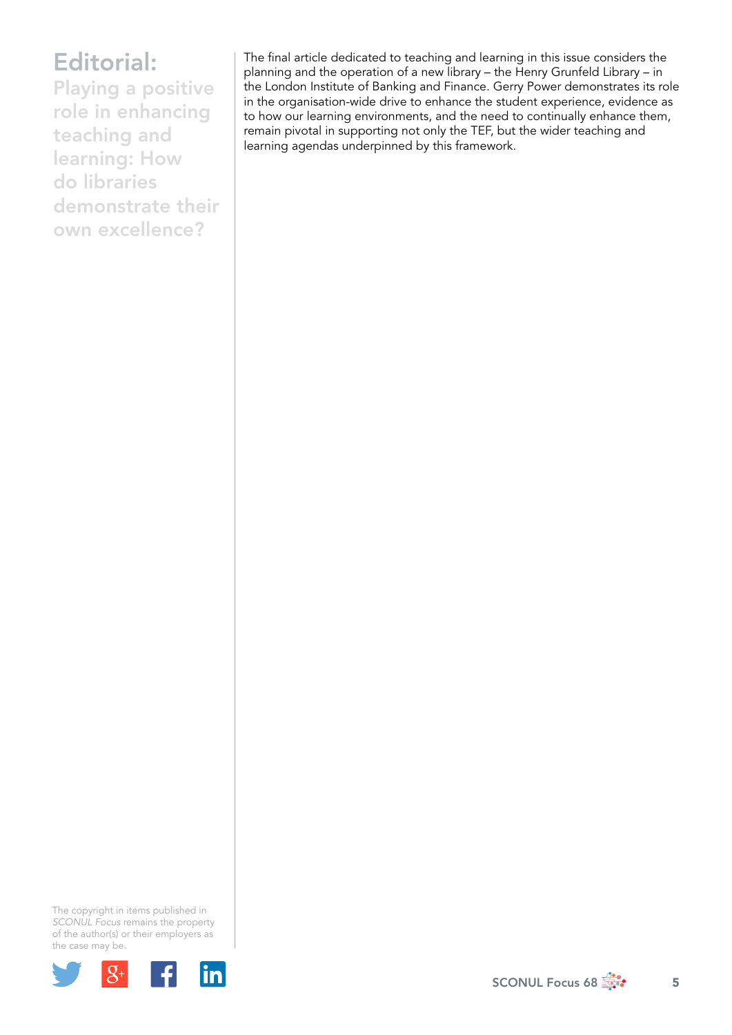# Editorial:

## Playing a positive role in enhancing teaching and learning: How do libraries demonstrate their own excellence?

The final article dedicated to teaching and learning in this issue considers the planning and the operation of a new library – the Henry Grunfeld Library – in the London Institute of Banking and Finance. Gerry Power demonstrates its role in the organisation-wide drive to enhance the student experience, evidence as to how our learning environments, and the need to continually enhance them, remain pivotal in supporting not only the TEF, but the wider teaching and learning agendas underpinned by this framework.

The copyright in items published in *SCONUL Focus* remains the property of the author(s) or their employers as the case may be.